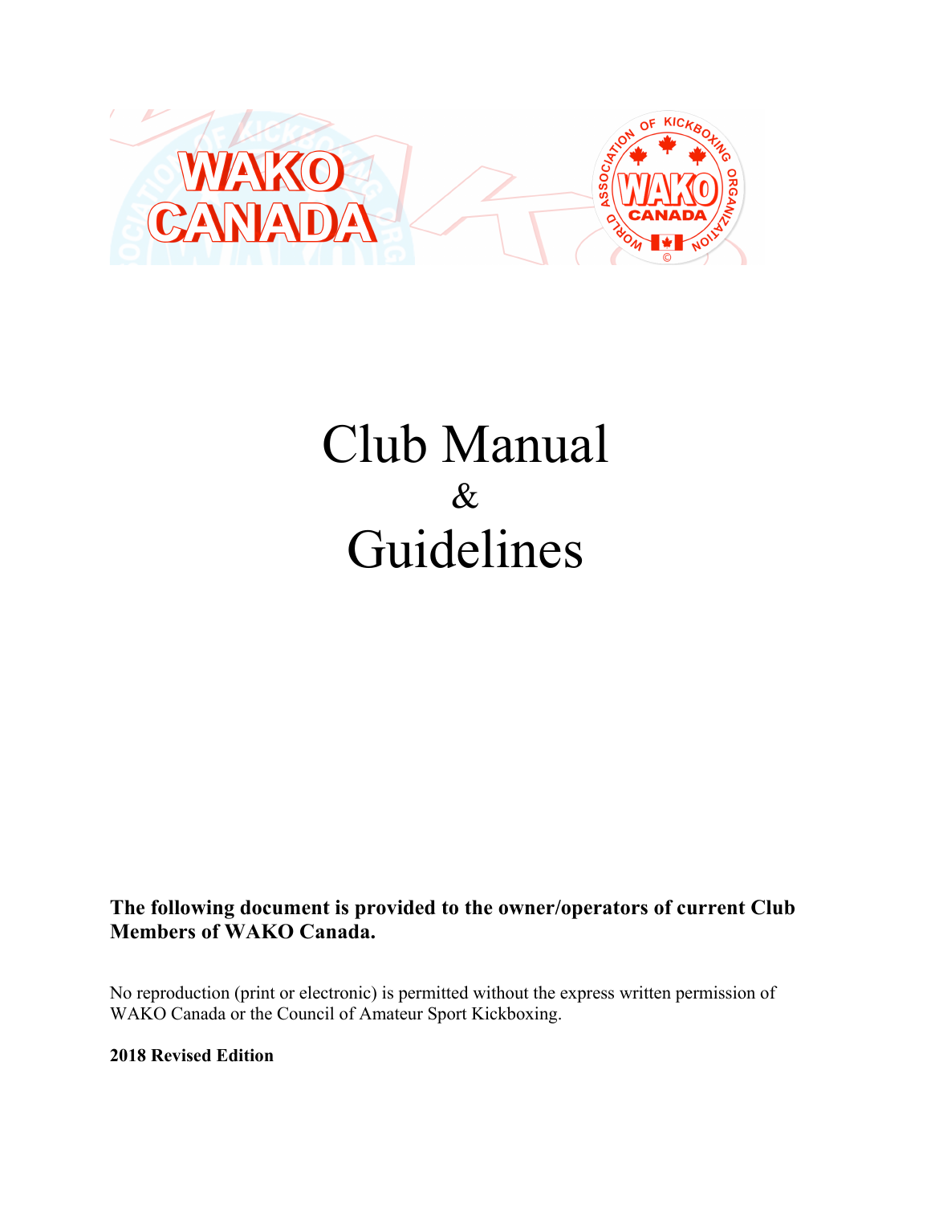# Club Manual

&

# Guidelines

**The following document is provided to the owner/operators of current Club Members of WAKO Canada.**

No reproduction (print or electronic) is permitted without the express written permission of WAKO Canada or the Council of Amateur Sport Kickboxing.

**2018 Revised Edition**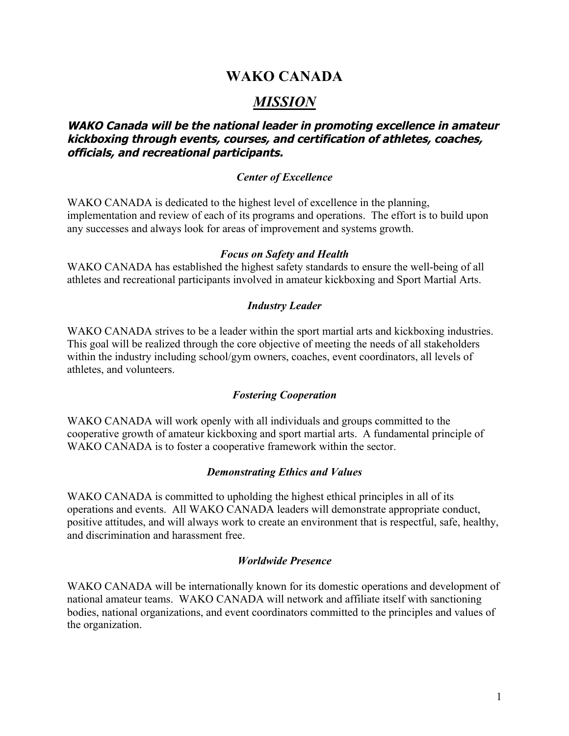# WAKO CANADA

## *MISSION*

***WAKO Canada will be the national leader in promoting excellence in amateur kickboxing through events, courses, and certification of athletes, coaches, officials, and recreational participants.***

### *Center of Excellence*

WAKO CANADA is dedicated to the highest level of excellence in the planning, implementation and review of each of its programs and operations. The effort is to build upon any successes and always look for areas of improvement and systems growth.

### *Focus on Safety and Health*

WAKO CANADA has established the highest safety standards to ensure the well-being of all athletes and recreational participants involved in amateur kickboxing and Sport Martial Arts.

### *Industry Leader*

WAKO CANADA strives to be a leader within the sport martial arts and kickboxing industries. This goal will be realized through the core objective of meeting the needs of all stakeholders within the industry including school/gym owners, coaches, event coordinators, all levels of athletes, and volunteers.

### *Fostering Cooperation*

WAKO CANADA will work openly with all individuals and groups committed to the cooperative growth of amateur kickboxing and sport martial arts. A fundamental principle of WAKO CANADA is to foster a cooperative framework within the sector.

### *Demonstrating Ethics and Values*

WAKO CANADA is committed to upholding the highest ethical principles in all of its operations and events. All WAKO CANADA leaders will demonstrate appropriate conduct, positive attitudes, and will always work to create an environment that is respectful, safe, healthy, and discrimination and harassment free.

### *Worldwide Presence*

WAKO CANADA will be internationally known for its domestic operations and development of national amateur teams. WAKO CANADA will network and affiliate itself with sanctioning bodies, national organizations, and event coordinators committed to the principles and values of the organization.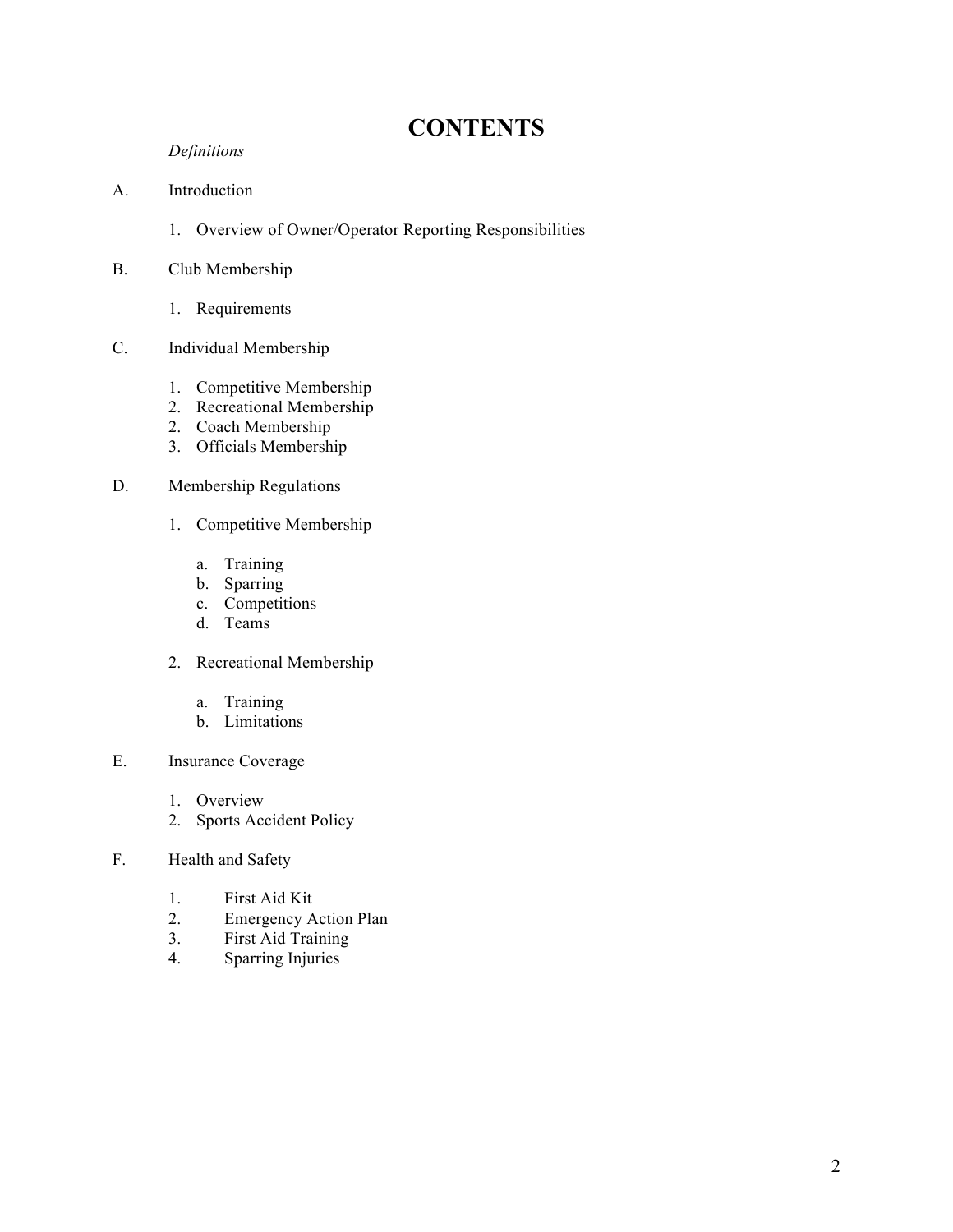# CONTENTS

*Definitions*

A. Introduction

   1. Overview of Owner/Operator Reporting Responsibilities

B. Club Membership

   1. Requirements

C. Individual Membership

   1. Competitive Membership
   2. Recreational Membership
   2. Coach Membership
   3. Officials Membership

D. Membership Regulations

   1. Competitive Membership

      a. Training
      b. Sparring
      c. Competitions
      d. Teams

   2. Recreational Membership

      a. Training
      b. Limitations

E. Insurance Coverage

   1. Overview
   2. Sports Accident Policy

F. Health and Safety

   1. First Aid Kit
   2. Emergency Action Plan
   3. First Aid Training
   4. Sparring Injuries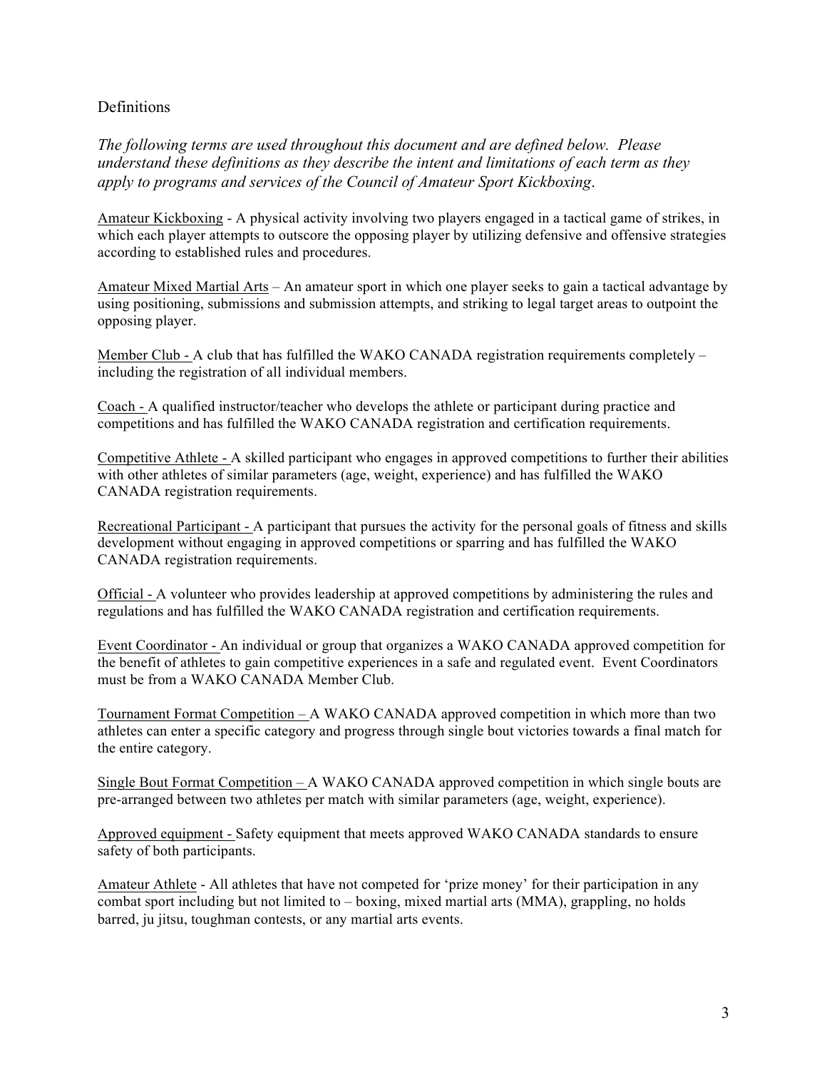## Definitions

*The following terms are used throughout this document and are defined below. Please understand these definitions as they describe the intent and limitations of each term as they apply to programs and services of the Council of Amateur Sport Kickboxing*.

Amateur Kickboxing - A physical activity involving two players engaged in a tactical game of strikes, in which each player attempts to outscore the opposing player by utilizing defensive and offensive strategies according to established rules and procedures.

Amateur Mixed Martial Arts – An amateur sport in which one player seeks to gain a tactical advantage by using positioning, submissions and submission attempts, and striking to legal target areas to outpoint the opposing player.

Member Club - A club that has fulfilled the WAKO CANADA registration requirements completely – including the registration of all individual members.

Coach - A qualified instructor/teacher who develops the athlete or participant during practice and competitions and has fulfilled the WAKO CANADA registration and certification requirements.

Competitive Athlete - A skilled participant who engages in approved competitions to further their abilities with other athletes of similar parameters (age, weight, experience) and has fulfilled the WAKO CANADA registration requirements.

Recreational Participant - A participant that pursues the activity for the personal goals of fitness and skills development without engaging in approved competitions or sparring and has fulfilled the WAKO CANADA registration requirements.

Official - A volunteer who provides leadership at approved competitions by administering the rules and regulations and has fulfilled the WAKO CANADA registration and certification requirements.

Event Coordinator - An individual or group that organizes a WAKO CANADA approved competition for the benefit of athletes to gain competitive experiences in a safe and regulated event. Event Coordinators must be from a WAKO CANADA Member Club.

Tournament Format Competition – A WAKO CANADA approved competition in which more than two athletes can enter a specific category and progress through single bout victories towards a final match for the entire category.

Single Bout Format Competition – A WAKO CANADA approved competition in which single bouts are pre-arranged between two athletes per match with similar parameters (age, weight, experience).

Approved equipment - Safety equipment that meets approved WAKO CANADA standards to ensure safety of both participants.

Amateur Athlete - All athletes that have not competed for 'prize money' for their participation in any combat sport including but not limited to – boxing, mixed martial arts (MMA), grappling, no holds barred, ju jitsu, toughman contests, or any martial arts events.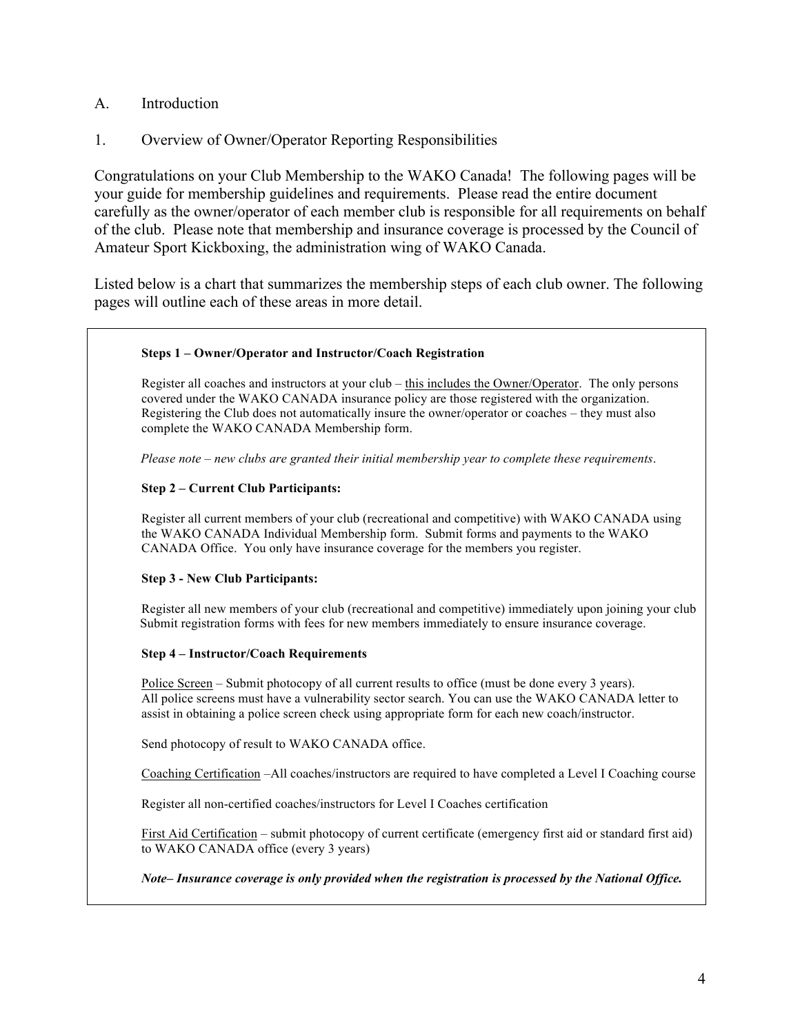A. Introduction

1. Overview of Owner/Operator Reporting Responsibilities

Congratulations on your Club Membership to the WAKO Canada! The following pages will be your guide for membership guidelines and requirements. Please read the entire document carefully as the owner/operator of each member club is responsible for all requirements on behalf of the club. Please note that membership and insurance coverage is processed by the Council of Amateur Sport Kickboxing, the administration wing of WAKO Canada.

Listed below is a chart that summarizes the membership steps of each club owner. The following pages will outline each of these areas in more detail.

**Steps 1 – Owner/Operator and Instructor/Coach Registration**

Register all coaches and instructors at your club – this includes the Owner/Operator. The only persons covered under the WAKO CANADA insurance policy are those registered with the organization. Registering the Club does not automatically insure the owner/operator or coaches – they must also complete the WAKO CANADA Membership form.

*Please note – new clubs are granted their initial membership year to complete these requirements*.

**Step 2 – Current Club Participants:**

Register all current members of your club (recreational and competitive) with WAKO CANADA using the WAKO CANADA Individual Membership form. Submit forms and payments to the WAKO CANADA Office. You only have insurance coverage for the members you register.

**Step 3 - New Club Participants:**

Register all new members of your club (recreational and competitive) immediately upon joining your club Submit registration forms with fees for new members immediately to ensure insurance coverage.

**Step 4 – Instructor/Coach Requirements**

Police Screen – Submit photocopy of all current results to office (must be done every 3 years). All police screens must have a vulnerability sector search. You can use the WAKO CANADA letter to assist in obtaining a police screen check using appropriate form for each new coach/instructor.

Send photocopy of result to WAKO CANADA office.

Coaching Certification –All coaches/instructors are required to have completed a Level I Coaching course

Register all non-certified coaches/instructors for Level I Coaches certification

First Aid Certification – submit photocopy of current certificate (emergency first aid or standard first aid) to WAKO CANADA office (every 3 years)

***Note– Insurance coverage is only provided when the registration is processed by the National Office.***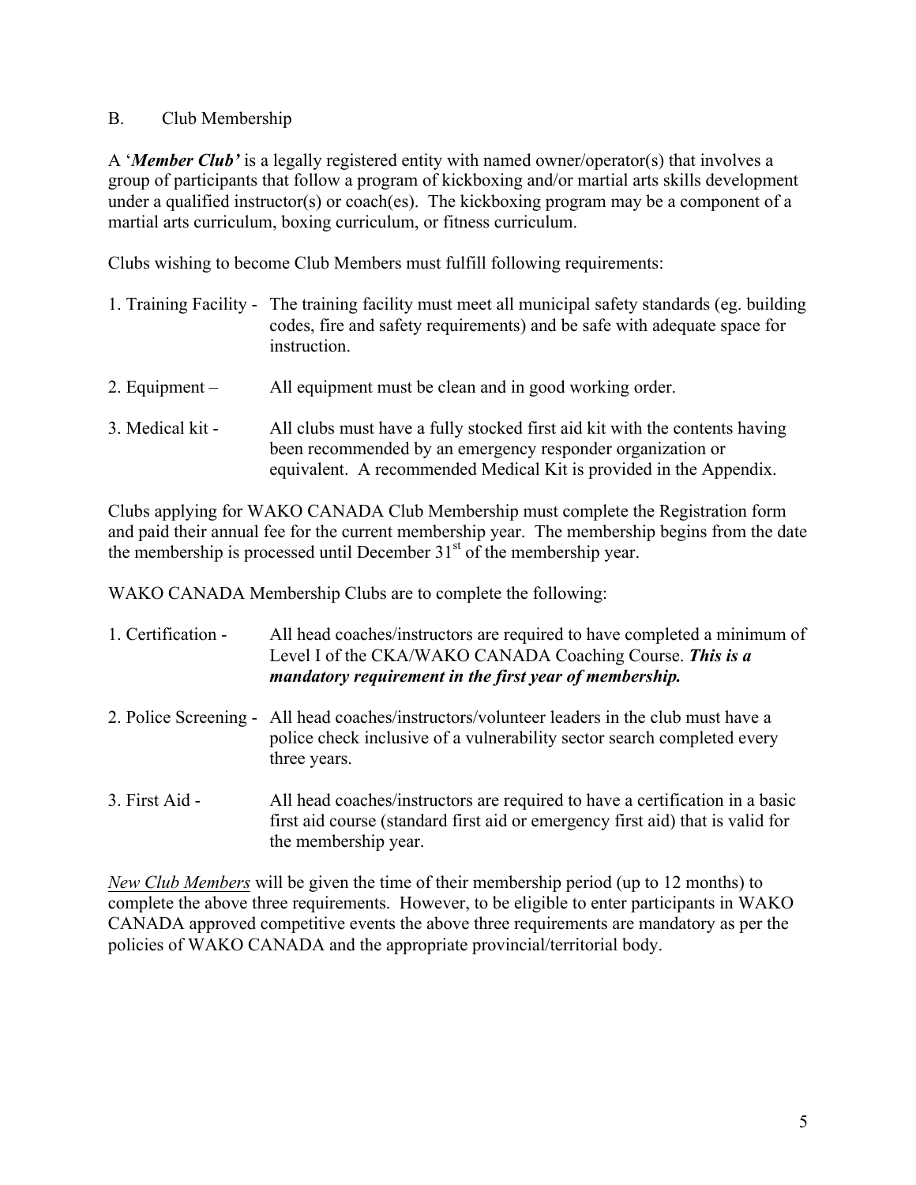## B. Club Membership

A '***Member Club'*** is a legally registered entity with named owner/operator(s) that involves a group of participants that follow a program of kickboxing and/or martial arts skills development under a qualified instructor(s) or coach(es). The kickboxing program may be a component of a martial arts curriculum, boxing curriculum, or fitness curriculum.

Clubs wishing to become Club Members must fulfill following requirements:

1. Training Facility - The training facility must meet all municipal safety standards (eg. building codes, fire and safety requirements) and be safe with adequate space for instruction.
2. Equipment – All equipment must be clean and in good working order.
3. Medical kit - All clubs must have a fully stocked first aid kit with the contents having been recommended by an emergency responder organization or equivalent. A recommended Medical Kit is provided in the Appendix.

Clubs applying for WAKO CANADA Club Membership must complete the Registration form and paid their annual fee for the current membership year. The membership begins from the date the membership is processed until December 31st of the membership year.

WAKO CANADA Membership Clubs are to complete the following:

1. Certification - All head coaches/instructors are required to have completed a minimum of Level I of the CKA/WAKO CANADA Coaching Course. ***This is a mandatory requirement in the first year of membership.***
2. Police Screening - All head coaches/instructors/volunteer leaders in the club must have a police check inclusive of a vulnerability sector search completed every three years.
3. First Aid - All head coaches/instructors are required to have a certification in a basic first aid course (standard first aid or emergency first aid) that is valid for the membership year.

*New Club Members* will be given the time of their membership period (up to 12 months) to complete the above three requirements. However, to be eligible to enter participants in WAKO CANADA approved competitive events the above three requirements are mandatory as per the policies of WAKO CANADA and the appropriate provincial/territorial body.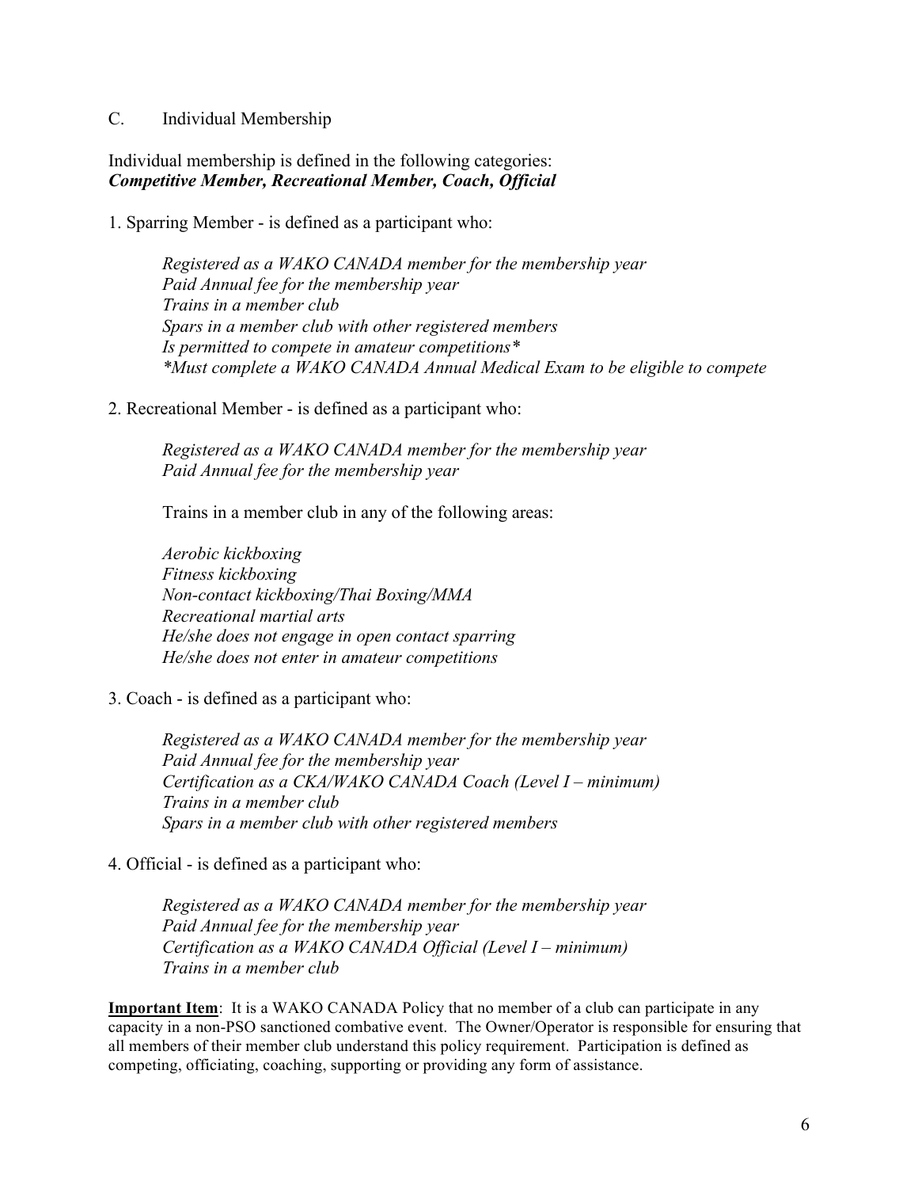C. Individual Membership

Individual membership is defined in the following categories:
***Competitive Member, Recreational Member, Coach, Official***

1. Sparring Member - is defined as a participant who:

   *Registered as a WAKO CANADA member for the membership year*
   *Paid Annual fee for the membership year*
   *Trains in a member club*
   *Spars in a member club with other registered members*
   *Is permitted to compete in amateur competitions**
   **Must complete a WAKO CANADA Annual Medical Exam to be eligible to compete*

2. Recreational Member - is defined as a participant who:

   *Registered as a WAKO CANADA member for the membership year*
   *Paid Annual fee for the membership year*

   Trains in a member club in any of the following areas:

   *Aerobic kickboxing*
   *Fitness kickboxing*
   *Non-contact kickboxing/Thai Boxing/MMA*
   *Recreational martial arts*
   *He/she does not engage in open contact sparring*
   *He/she does not enter in amateur competitions*

3. Coach - is defined as a participant who:

   *Registered as a WAKO CANADA member for the membership year*
   *Paid Annual fee for the membership year*
   *Certification as a CKA/WAKO CANADA Coach (Level I – minimum)*
   *Trains in a member club*
   *Spars in a member club with other registered members*

4. Official - is defined as a participant who:

   *Registered as a WAKO CANADA member for the membership year*
   *Paid Annual fee for the membership year*
   *Certification as a WAKO CANADA Official (Level I – minimum)*
   *Trains in a member club*

**Important Item**: It is a WAKO CANADA Policy that no member of a club can participate in any capacity in a non-PSO sanctioned combative event. The Owner/Operator is responsible for ensuring that all members of their member club understand this policy requirement. Participation is defined as competing, officiating, coaching, supporting or providing any form of assistance.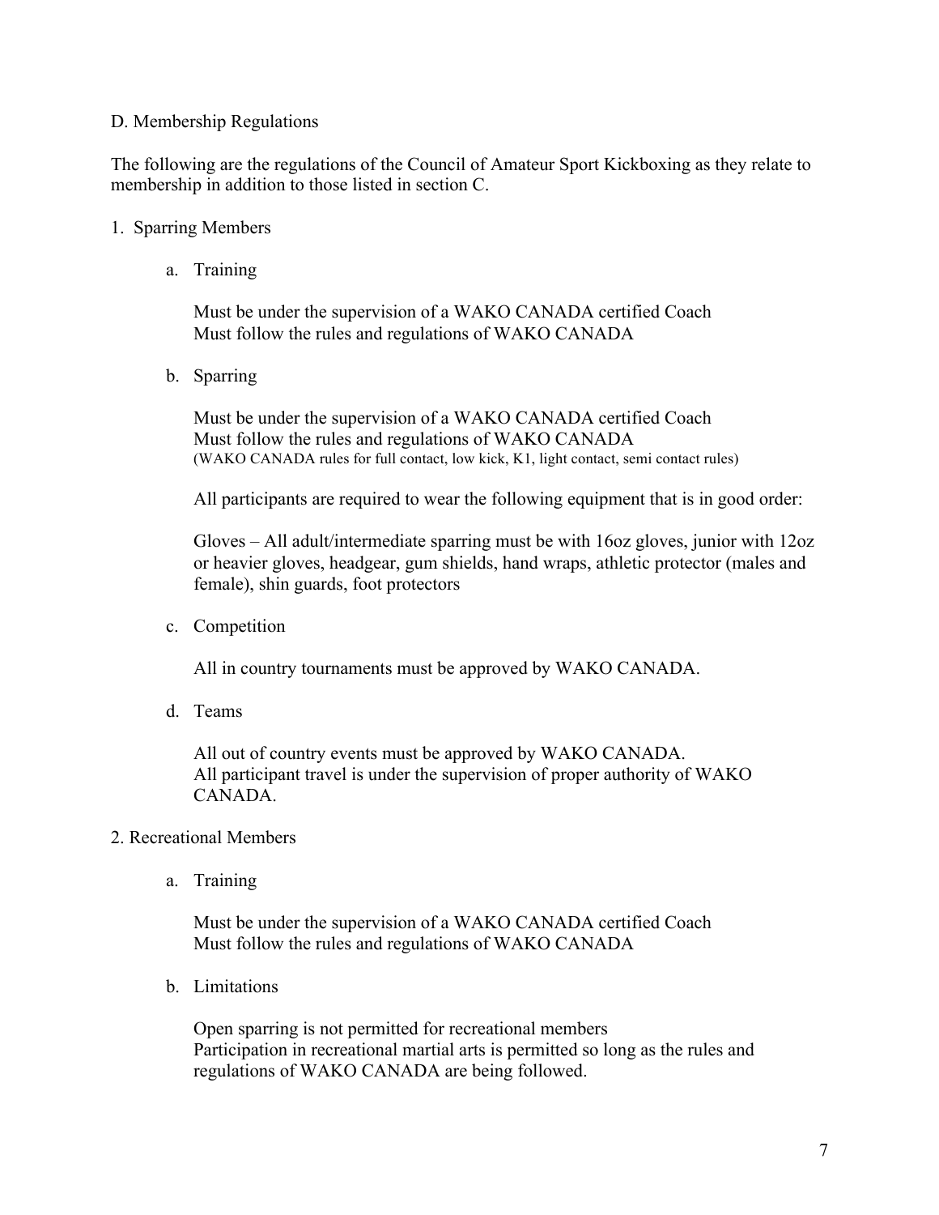## D. Membership Regulations

The following are the regulations of the Council of Amateur Sport Kickboxing as they relate to membership in addition to those listed in section C.

1. Sparring Members

    a. Training

    Must be under the supervision of a WAKO CANADA certified Coach
    Must follow the rules and regulations of WAKO CANADA

    b. Sparring

    Must be under the supervision of a WAKO CANADA certified Coach
    Must follow the rules and regulations of WAKO CANADA
    (WAKO CANADA rules for full contact, low kick, K1, light contact, semi contact rules)

    All participants are required to wear the following equipment that is in good order:

    Gloves – All adult/intermediate sparring must be with 16oz gloves, junior with 12oz or heavier gloves, headgear, gum shields, hand wraps, athletic protector (males and female), shin guards, foot protectors

    c. Competition

    All in country tournaments must be approved by WAKO CANADA.

    d. Teams

    All out of country events must be approved by WAKO CANADA.
    All participant travel is under the supervision of proper authority of WAKO CANADA.

2. Recreational Members

    a. Training

    Must be under the supervision of a WAKO CANADA certified Coach
    Must follow the rules and regulations of WAKO CANADA

    b. Limitations

    Open sparring is not permitted for recreational members
    Participation in recreational martial arts is permitted so long as the rules and regulations of WAKO CANADA are being followed.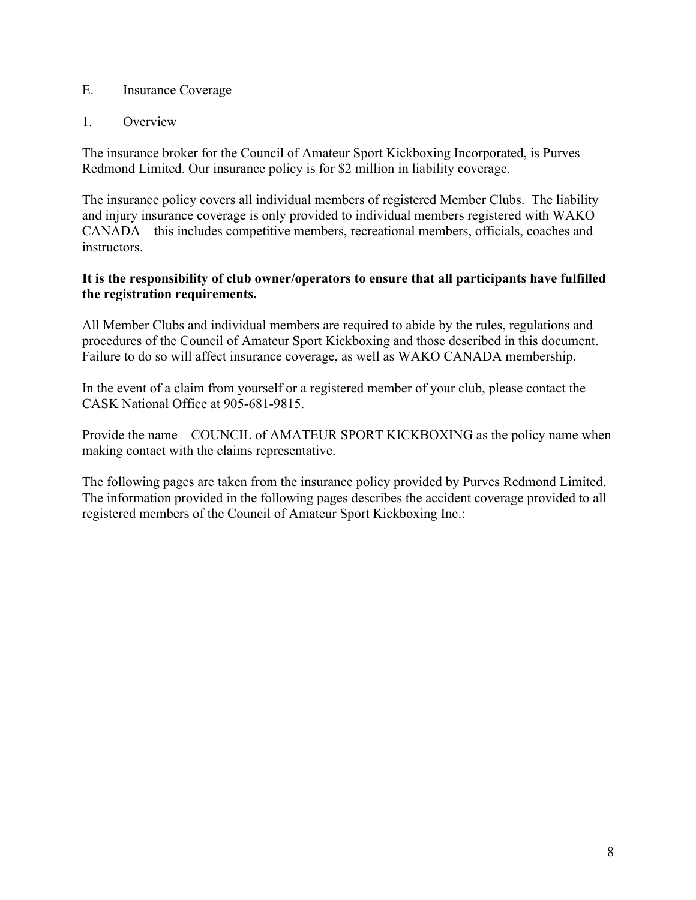## E. Insurance Coverage

### 1. Overview

The insurance broker for the Council of Amateur Sport Kickboxing Incorporated, is Purves Redmond Limited. Our insurance policy is for $2 million in liability coverage.

The insurance policy covers all individual members of registered Member Clubs. The liability and injury insurance coverage is only provided to individual members registered with WAKO CANADA – this includes competitive members, recreational members, officials, coaches and instructors.

**It is the responsibility of club owner/operators to ensure that all participants have fulfilled the registration requirements.**

All Member Clubs and individual members are required to abide by the rules, regulations and procedures of the Council of Amateur Sport Kickboxing and those described in this document. Failure to do so will affect insurance coverage, as well as WAKO CANADA membership.

In the event of a claim from yourself or a registered member of your club, please contact the CASK National Office at 905-681-9815.

Provide the name – COUNCIL of AMATEUR SPORT KICKBOXING as the policy name when making contact with the claims representative.

The following pages are taken from the insurance policy provided by Purves Redmond Limited. The information provided in the following pages describes the accident coverage provided to all registered members of the Council of Amateur Sport Kickboxing Inc.: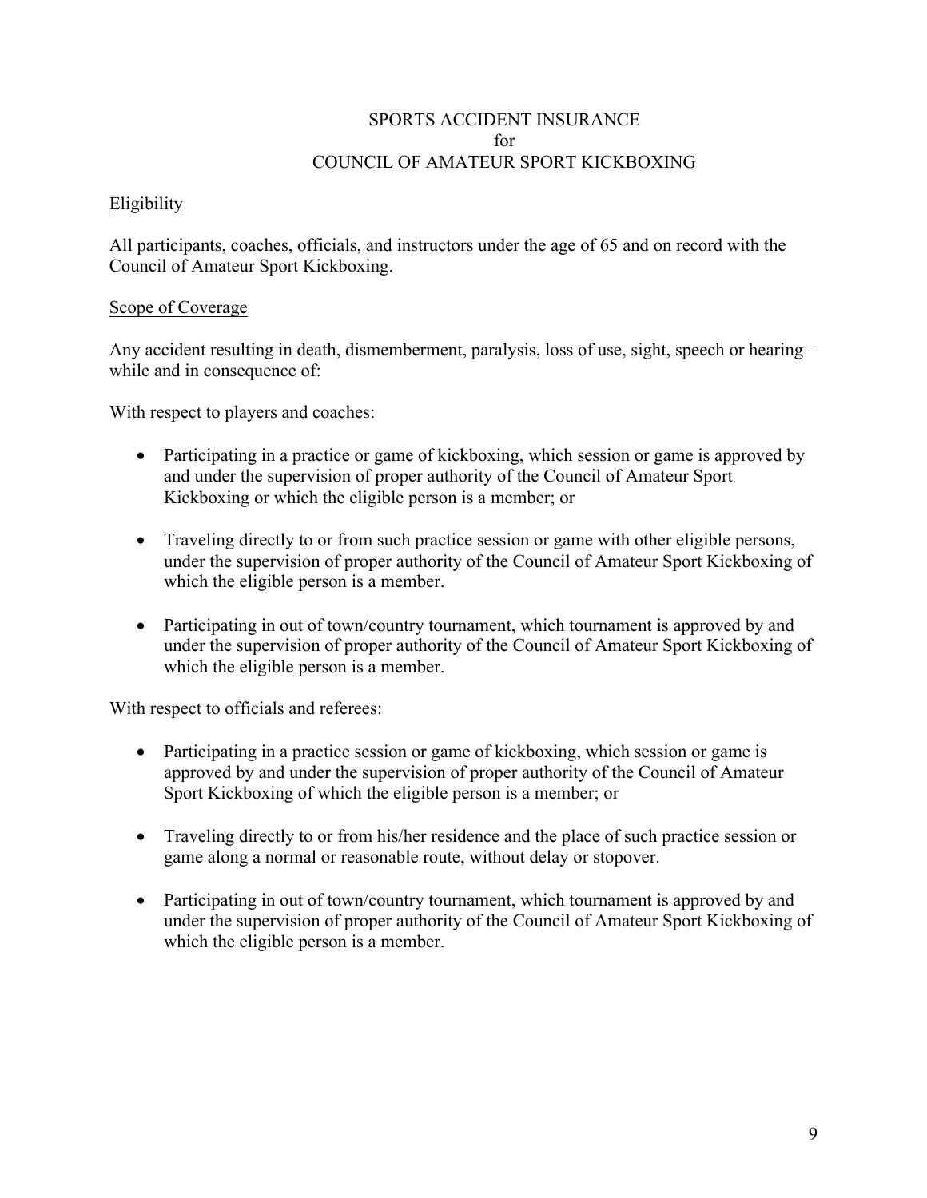# SPORTS ACCIDENT INSURANCE
for
COUNCIL OF AMATEUR SPORT KICKBOXING

## Eligibility

All participants, coaches, officials, and instructors under the age of 65 and on record with the Council of Amateur Sport Kickboxing.

## Scope of Coverage

Any accident resulting in death, dismemberment, paralysis, loss of use, sight, speech or hearing – while and in consequence of:

With respect to players and coaches:

- Participating in a practice or game of kickboxing, which session or game is approved by and under the supervision of proper authority of the Council of Amateur Sport Kickboxing or which the eligible person is a member; or

- Traveling directly to or from such practice session or game with other eligible persons, under the supervision of proper authority of the Council of Amateur Sport Kickboxing of which the eligible person is a member.

- Participating in out of town/country tournament, which tournament is approved by and under the supervision of proper authority of the Council of Amateur Sport Kickboxing of which the eligible person is a member.

With respect to officials and referees:

- Participating in a practice session or game of kickboxing, which session or game is approved by and under the supervision of proper authority of the Council of Amateur Sport Kickboxing of which the eligible person is a member; or

- Traveling directly to or from his/her residence and the place of such practice session or game along a normal or reasonable route, without delay or stopover.

- Participating in out of town/country tournament, which tournament is approved by and under the supervision of proper authority of the Council of Amateur Sport Kickboxing of which the eligible person is a member.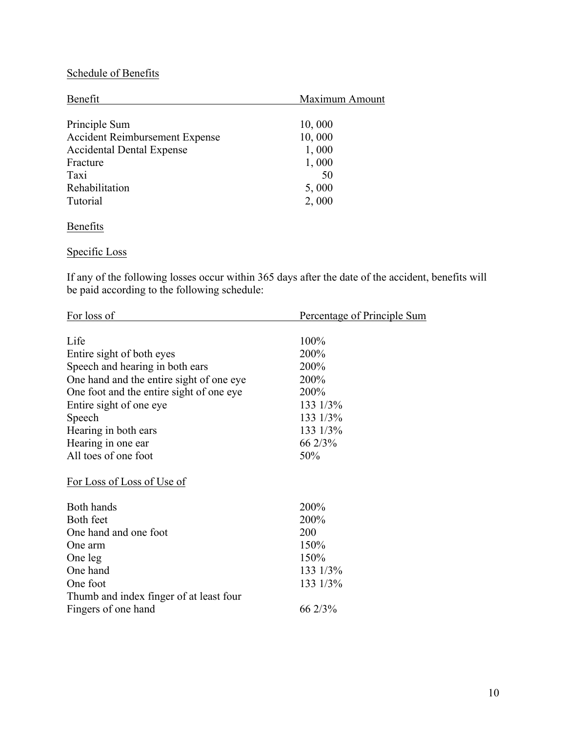Schedule of Benefits

| Benefit | Maximum Amount |
| --- | --- |
| Principle Sum | 10, 000 |
| Accident Reimbursement Expense | 10, 000 |
| Accidental Dental Expense | 1, 000 |
| Fracture | 1, 000 |
| Taxi | 50 |
| Rehabilitation | 5, 000 |
| Tutorial | 2, 000 |

Benefits

Specific Loss

If any of the following losses occur within 365 days after the date of the accident, benefits will be paid according to the following schedule:

| For loss of | Percentage of Principle Sum |
| --- | --- |
| Life | 100% |
| Entire sight of both eyes | 200% |
| Speech and hearing in both ears | 200% |
| One hand and the entire sight of one eye | 200% |
| One foot and the entire sight of one eye | 200% |
| Entire sight of one eye | 133 1/3% |
| Speech | 133 1/3% |
| Hearing in both ears | 133 1/3% |
| Hearing in one ear | 66 2/3% |
| All toes of one foot | 50% |

| For Loss of Loss of Use of | |
| --- | --- |
| Both hands | 200% |
| Both feet | 200% |
| One hand and one foot | 200 |
| One arm | 150% |
| One leg | 150% |
| One hand | 133 1/3% |
| One foot | 133 1/3% |
| Thumb and index finger of at least four Fingers of one hand | 66 2/3% |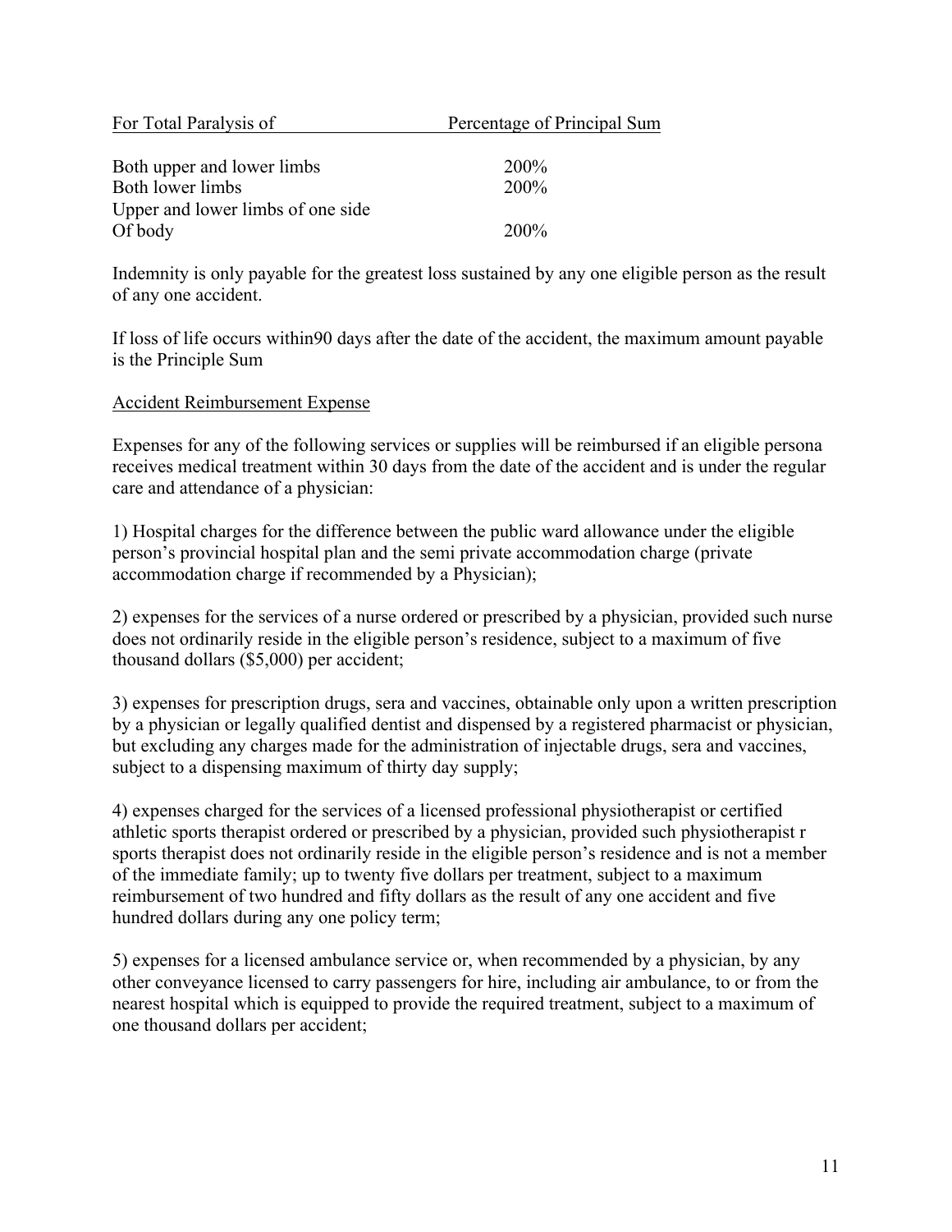| For Total Paralysis of | Percentage of Principal Sum |
|---|---|
| Both upper and lower limbs | 200% |
| Both lower limbs | 200% |
| Upper and lower limbs of one side Of body | 200% |

Indemnity is only payable for the greatest loss sustained by any one eligible person as the result of any one accident.

If loss of life occurs within90 days after the date of the accident, the maximum amount payable is the Principle Sum

Accident Reimbursement Expense

Expenses for any of the following services or supplies will be reimbursed if an eligible persona receives medical treatment within 30 days from the date of the accident and is under the regular care and attendance of a physician:

1) Hospital charges for the difference between the public ward allowance under the eligible person's provincial hospital plan and the semi private accommodation charge (private accommodation charge if recommended by a Physician);

2) expenses for the services of a nurse ordered or prescribed by a physician, provided such nurse does not ordinarily reside in the eligible person's residence, subject to a maximum of five thousand dollars ($5,000) per accident;

3) expenses for prescription drugs, sera and vaccines, obtainable only upon a written prescription by a physician or legally qualified dentist and dispensed by a registered pharmacist or physician, but excluding any charges made for the administration of injectable drugs, sera and vaccines, subject to a dispensing maximum of thirty day supply;

4) expenses charged for the services of a licensed professional physiotherapist or certified athletic sports therapist ordered or prescribed by a physician, provided such physiotherapist r sports therapist does not ordinarily reside in the eligible person's residence and is not a member of the immediate family; up to twenty five dollars per treatment, subject to a maximum reimbursement of two hundred and fifty dollars as the result of any one accident and five hundred dollars during any one policy term;

5) expenses for a licensed ambulance service or, when recommended by a physician, by any other conveyance licensed to carry passengers for hire, including air ambulance, to or from the nearest hospital which is equipped to provide the required treatment, subject to a maximum of one thousand dollars per accident;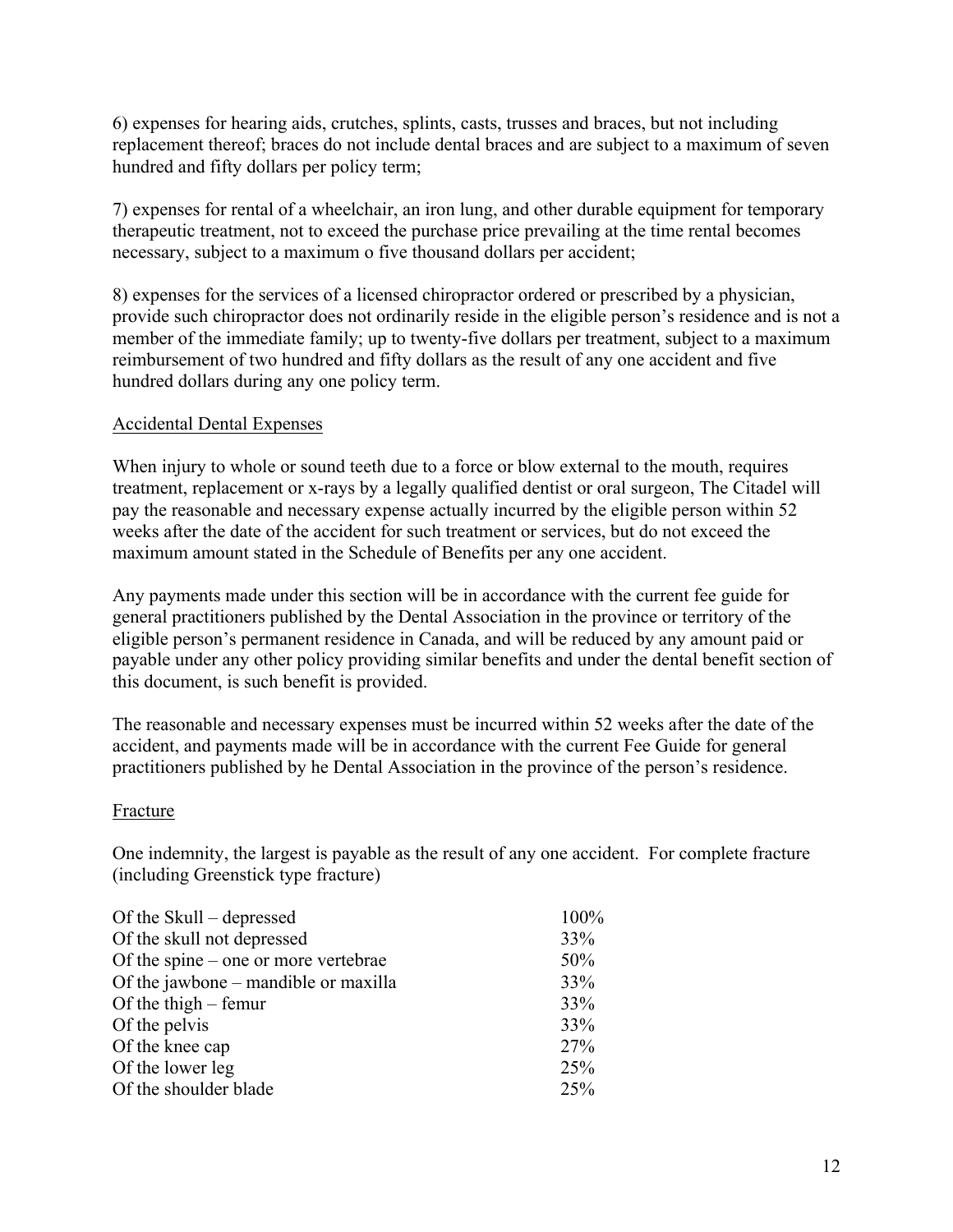6) expenses for hearing aids, crutches, splints, casts, trusses and braces, but not including replacement thereof; braces do not include dental braces and are subject to a maximum of seven hundred and fifty dollars per policy term;

7) expenses for rental of a wheelchair, an iron lung, and other durable equipment for temporary therapeutic treatment, not to exceed the purchase price prevailing at the time rental becomes necessary, subject to a maximum o five thousand dollars per accident;

8) expenses for the services of a licensed chiropractor ordered or prescribed by a physician, provide such chiropractor does not ordinarily reside in the eligible person's residence and is not a member of the immediate family; up to twenty-five dollars per treatment, subject to a maximum reimbursement of two hundred and fifty dollars as the result of any one accident and five hundred dollars during any one policy term.

<u>Accidental Dental Expenses</u>

When injury to whole or sound teeth due to a force or blow external to the mouth, requires treatment, replacement or x-rays by a legally qualified dentist or oral surgeon, The Citadel will pay the reasonable and necessary expense actually incurred by the eligible person within 52 weeks after the date of the accident for such treatment or services, but do not exceed the maximum amount stated in the Schedule of Benefits per any one accident.

Any payments made under this section will be in accordance with the current fee guide for general practitioners published by the Dental Association in the province or territory of the eligible person's permanent residence in Canada, and will be reduced by any amount paid or payable under any other policy providing similar benefits and under the dental benefit section of this document, is such benefit is provided.

The reasonable and necessary expenses must be incurred within 52 weeks after the date of the accident, and payments made will be in accordance with the current Fee Guide for general practitioners published by he Dental Association in the province of the person's residence.

<u>Fracture</u>

One indemnity, the largest is payable as the result of any one accident. For complete fracture (including Greenstick type fracture)

| | |
|---|---|
| Of the Skull – depressed | 100% |
| Of the skull not depressed | 33% |
| Of the spine – one or more vertebrae | 50% |
| Of the jawbone – mandible or maxilla | 33% |
| Of the thigh – femur | 33% |
| Of the pelvis | 33% |
| Of the knee cap | 27% |
| Of the lower leg | 25% |
| Of the shoulder blade | 25% |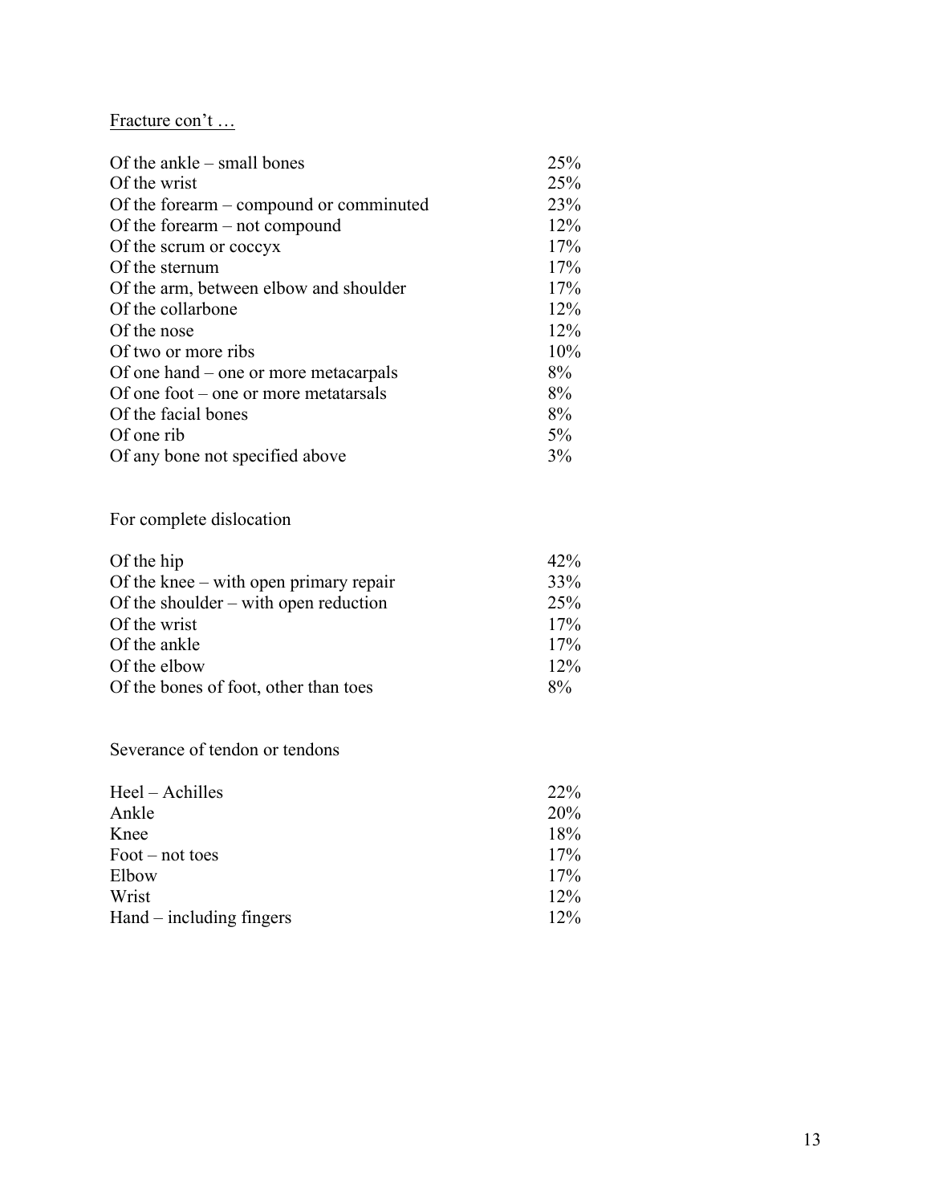<u>Fracture con't …</u>

| | |
|---|---|
| Of the ankle – small bones | 25% |
| Of the wrist | 25% |
| Of the forearm – compound or comminuted | 23% |
| Of the forearm – not compound | 12% |
| Of the scrum or coccyx | 17% |
| Of the sternum | 17% |
| Of the arm, between elbow and shoulder | 17% |
| Of the collarbone | 12% |
| Of the nose | 12% |
| Of two or more ribs | 10% |
| Of one hand – one or more metacarpals | 8% |
| Of one foot – one or more metatarsals | 8% |
| Of the facial bones | 8% |
| Of one rib | 5% |
| Of any bone not specified above | 3% |

For complete dislocation

| | |
|---|---|
| Of the hip | 42% |
| Of the knee – with open primary repair | 33% |
| Of the shoulder – with open reduction | 25% |
| Of the wrist | 17% |
| Of the ankle | 17% |
| Of the elbow | 12% |
| Of the bones of foot, other than toes | 8% |

Severance of tendon or tendons

| | |
|---|---|
| Heel – Achilles | 22% |
| Ankle | 20% |
| Knee | 18% |
| Foot – not toes | 17% |
| Elbow | 17% |
| Wrist | 12% |
| Hand – including fingers | 12% |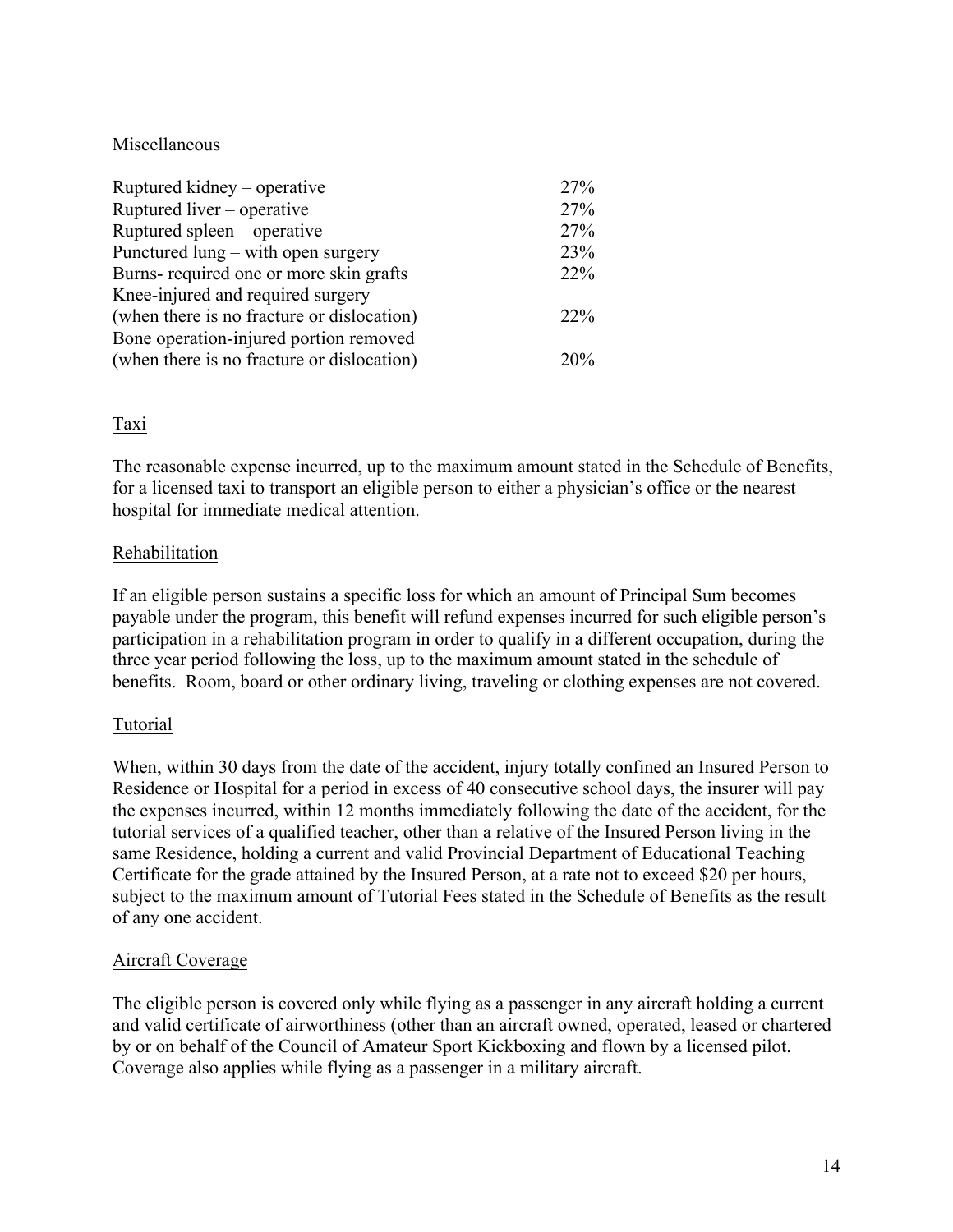Miscellaneous

| | |
|---|---|
| Ruptured kidney – operative | 27% |
| Ruptured liver – operative | 27% |
| Ruptured spleen – operative | 27% |
| Punctured lung – with open surgery | 23% |
| Burns- required one or more skin grafts | 22% |
| Knee-injured and required surgery (when there is no fracture or dislocation) | 22% |
| Bone operation-injured portion removed (when there is no fracture or dislocation) | 20% |

<u>Taxi</u>

The reasonable expense incurred, up to the maximum amount stated in the Schedule of Benefits, for a licensed taxi to transport an eligible person to either a physician's office or the nearest hospital for immediate medical attention.

<u>Rehabilitation</u>

If an eligible person sustains a specific loss for which an amount of Principal Sum becomes payable under the program, this benefit will refund expenses incurred for such eligible person's participation in a rehabilitation program in order to qualify in a different occupation, during the three year period following the loss, up to the maximum amount stated in the schedule of benefits. Room, board or other ordinary living, traveling or clothing expenses are not covered.

<u>Tutorial</u>

When, within 30 days from the date of the accident, injury totally confined an Insured Person to Residence or Hospital for a period in excess of 40 consecutive school days, the insurer will pay the expenses incurred, within 12 months immediately following the date of the accident, for the tutorial services of a qualified teacher, other than a relative of the Insured Person living in the same Residence, holding a current and valid Provincial Department of Educational Teaching Certificate for the grade attained by the Insured Person, at a rate not to exceed $20 per hours, subject to the maximum amount of Tutorial Fees stated in the Schedule of Benefits as the result of any one accident.

<u>Aircraft Coverage</u>

The eligible person is covered only while flying as a passenger in any aircraft holding a current and valid certificate of airworthiness (other than an aircraft owned, operated, leased or chartered by or on behalf of the Council of Amateur Sport Kickboxing and flown by a licensed pilot. Coverage also applies while flying as a passenger in a military aircraft.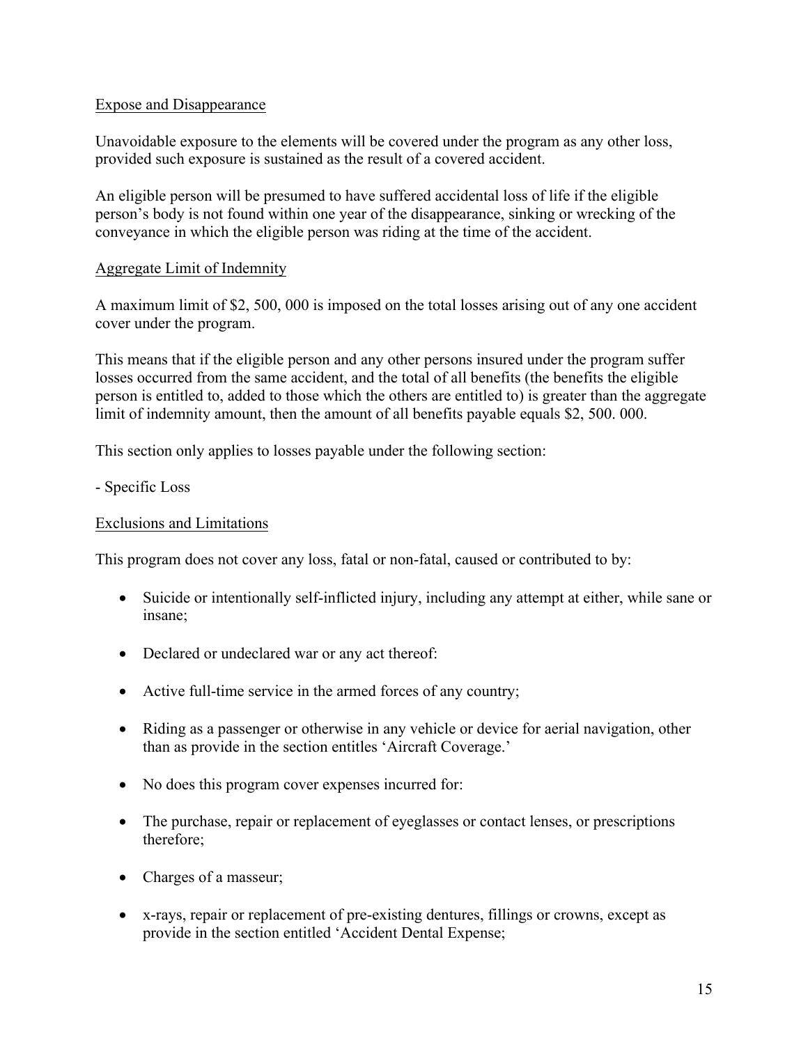Expose and Disappearance

Unavoidable exposure to the elements will be covered under the program as any other loss, provided such exposure is sustained as the result of a covered accident.

An eligible person will be presumed to have suffered accidental loss of life if the eligible person's body is not found within one year of the disappearance, sinking or wrecking of the conveyance in which the eligible person was riding at the time of the accident.

Aggregate Limit of Indemnity

A maximum limit of $2, 500, 000 is imposed on the total losses arising out of any one accident cover under the program.

This means that if the eligible person and any other persons insured under the program suffer losses occurred from the same accident, and the total of all benefits (the benefits the eligible person is entitled to, added to those which the others are entitled to) is greater than the aggregate limit of indemnity amount, then the amount of all benefits payable equals $2, 500. 000.

This section only applies to losses payable under the following section:

- Specific Loss

Exclusions and Limitations

This program does not cover any loss, fatal or non-fatal, caused or contributed to by:

- Suicide or intentionally self-inflicted injury, including any attempt at either, while sane or insane;
- Declared or undeclared war or any act thereof:
- Active full-time service in the armed forces of any country;
- Riding as a passenger or otherwise in any vehicle or device for aerial navigation, other than as provide in the section entitles 'Aircraft Coverage.'
- No does this program cover expenses incurred for:
- The purchase, repair or replacement of eyeglasses or contact lenses, or prescriptions therefore;
- Charges of a masseur;
- x-rays, repair or replacement of pre-existing dentures, fillings or crowns, except as provide in the section entitled 'Accident Dental Expense;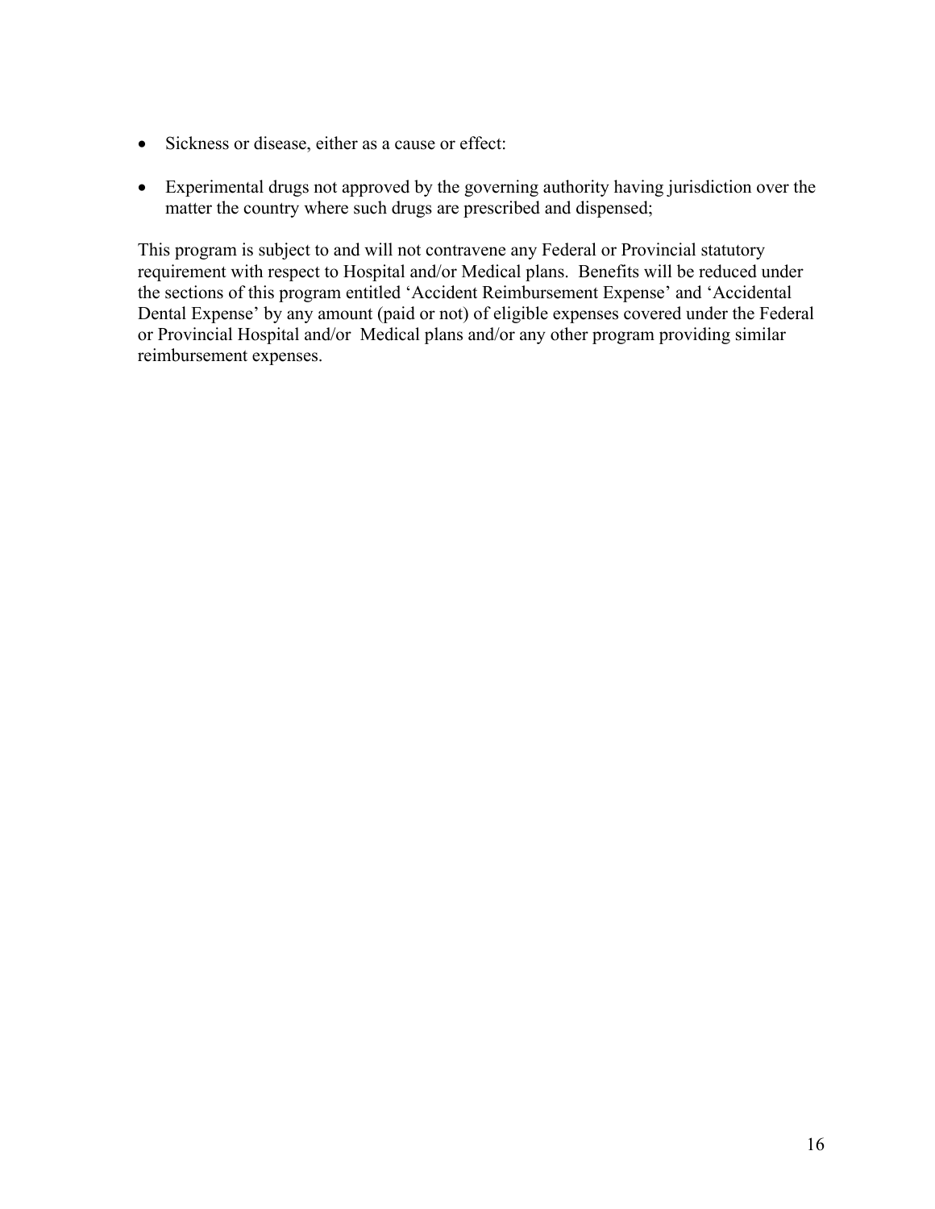- Sickness or disease, either as a cause or effect:
- Experimental drugs not approved by the governing authority having jurisdiction over the matter the country where such drugs are prescribed and dispensed;

This program is subject to and will not contravene any Federal or Provincial statutory requirement with respect to Hospital and/or Medical plans. Benefits will be reduced under the sections of this program entitled 'Accident Reimbursement Expense' and 'Accidental Dental Expense' by any amount (paid or not) of eligible expenses covered under the Federal or Provincial Hospital and/or Medical plans and/or any other program providing similar reimbursement expenses.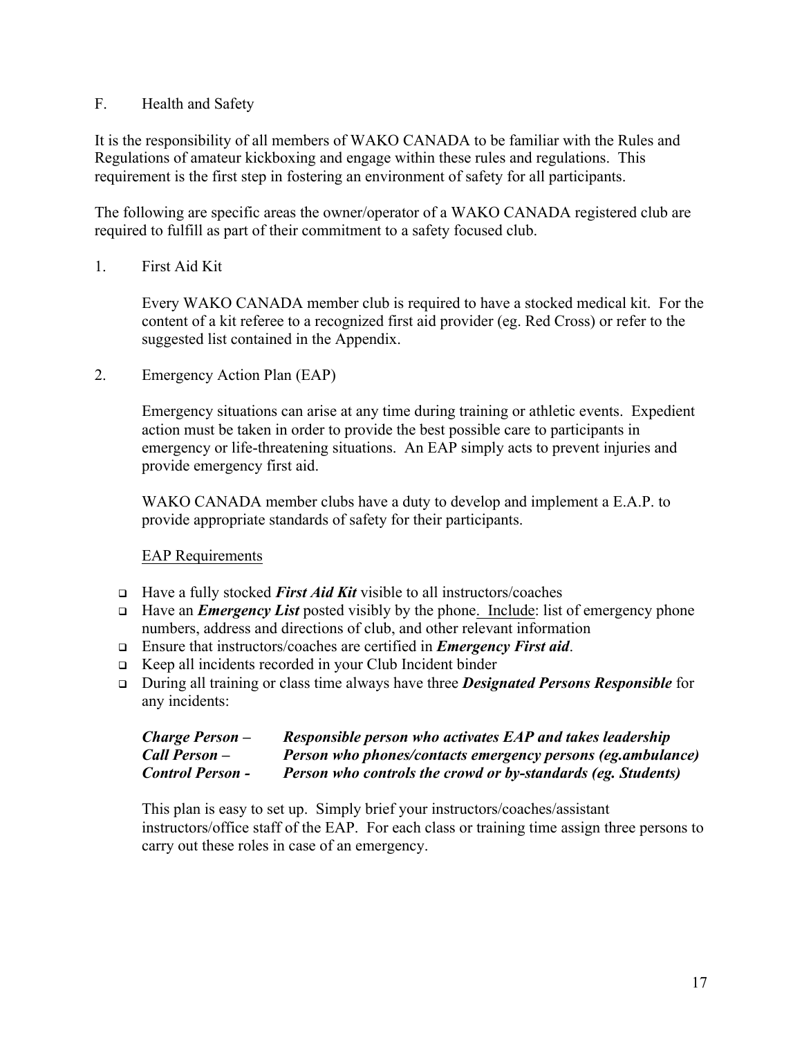## F. Health and Safety

It is the responsibility of all members of WAKO CANADA to be familiar with the Rules and Regulations of amateur kickboxing and engage within these rules and regulations. This requirement is the first step in fostering an environment of safety for all participants.

The following are specific areas the owner/operator of a WAKO CANADA registered club are required to fulfill as part of their commitment to a safety focused club.

### 1. First Aid Kit

Every WAKO CANADA member club is required to have a stocked medical kit. For the content of a kit referee to a recognized first aid provider (eg. Red Cross) or refer to the suggested list contained in the Appendix.

### 2. Emergency Action Plan (EAP)

Emergency situations can arise at any time during training or athletic events. Expedient action must be taken in order to provide the best possible care to participants in emergency or life-threatening situations. An EAP simply acts to prevent injuries and provide emergency first aid.

WAKO CANADA member clubs have a duty to develop and implement a E.A.P. to provide appropriate standards of safety for their participants.

<u>EAP Requirements</u>

- Have a fully stocked ***First Aid Kit*** visible to all instructors/coaches
- Have an ***Emergency List*** posted visibly by the phone. <u>Include</u>: list of emergency phone numbers, address and directions of club, and other relevant information
- Ensure that instructors/coaches are certified in ***Emergency First aid***.
- Keep all incidents recorded in your Club Incident binder
- During all training or class time always have three ***Designated Persons Responsible*** for any incidents:

| | |
|---|---|
| ***Charge Person –*** | ***Responsible person who activates EAP and takes leadership*** |
| ***Call Person –*** | ***Person who phones/contacts emergency persons (eg.ambulance)*** |
| ***Control Person -*** | ***Person who controls the crowd or by-standards (eg. Students)*** |

This plan is easy to set up. Simply brief your instructors/coaches/assistant instructors/office staff of the EAP. For each class or training time assign three persons to carry out these roles in case of an emergency.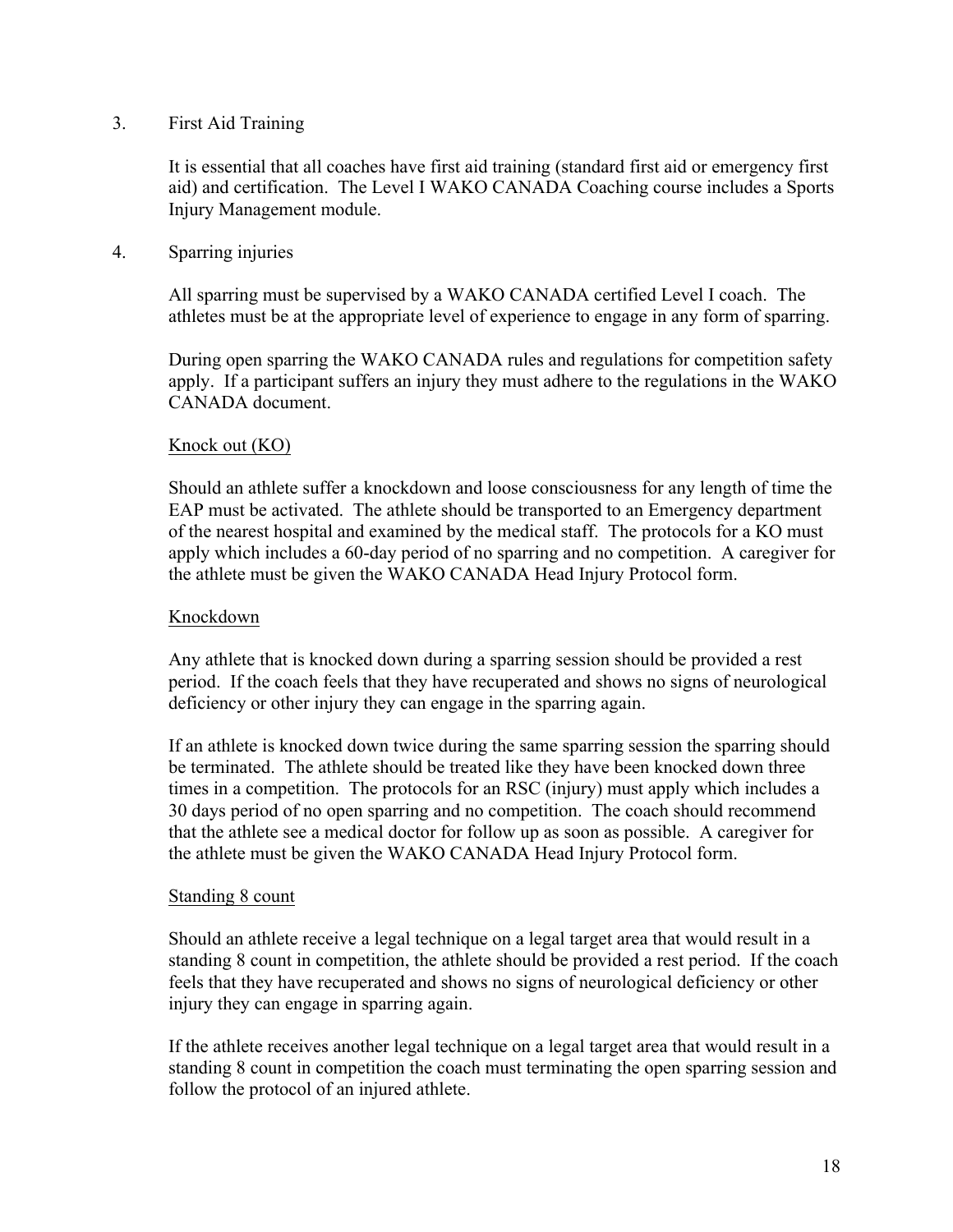3. First Aid Training

   It is essential that all coaches have first aid training (standard first aid or emergency first aid) and certification. The Level I WAKO CANADA Coaching course includes a Sports Injury Management module.

4. Sparring injuries

   All sparring must be supervised by a WAKO CANADA certified Level I coach. The athletes must be at the appropriate level of experience to engage in any form of sparring.

   During open sparring the WAKO CANADA rules and regulations for competition safety apply. If a participant suffers an injury they must adhere to the regulations in the WAKO CANADA document.

   <u>Knock out (KO)</u>

   Should an athlete suffer a knockdown and loose consciousness for any length of time the EAP must be activated. The athlete should be transported to an Emergency department of the nearest hospital and examined by the medical staff. The protocols for a KO must apply which includes a 60-day period of no sparring and no competition. A caregiver for the athlete must be given the WAKO CANADA Head Injury Protocol form.

   <u>Knockdown</u>

   Any athlete that is knocked down during a sparring session should be provided a rest period. If the coach feels that they have recuperated and shows no signs of neurological deficiency or other injury they can engage in the sparring again.

   If an athlete is knocked down twice during the same sparring session the sparring should be terminated. The athlete should be treated like they have been knocked down three times in a competition. The protocols for an RSC (injury) must apply which includes a 30 days period of no open sparring and no competition. The coach should recommend that the athlete see a medical doctor for follow up as soon as possible. A caregiver for the athlete must be given the WAKO CANADA Head Injury Protocol form.

   <u>Standing 8 count</u>

   Should an athlete receive a legal technique on a legal target area that would result in a standing 8 count in competition, the athlete should be provided a rest period. If the coach feels that they have recuperated and shows no signs of neurological deficiency or other injury they can engage in sparring again.

   If the athlete receives another legal technique on a legal target area that would result in a standing 8 count in competition the coach must terminating the open sparring session and follow the protocol of an injured athlete.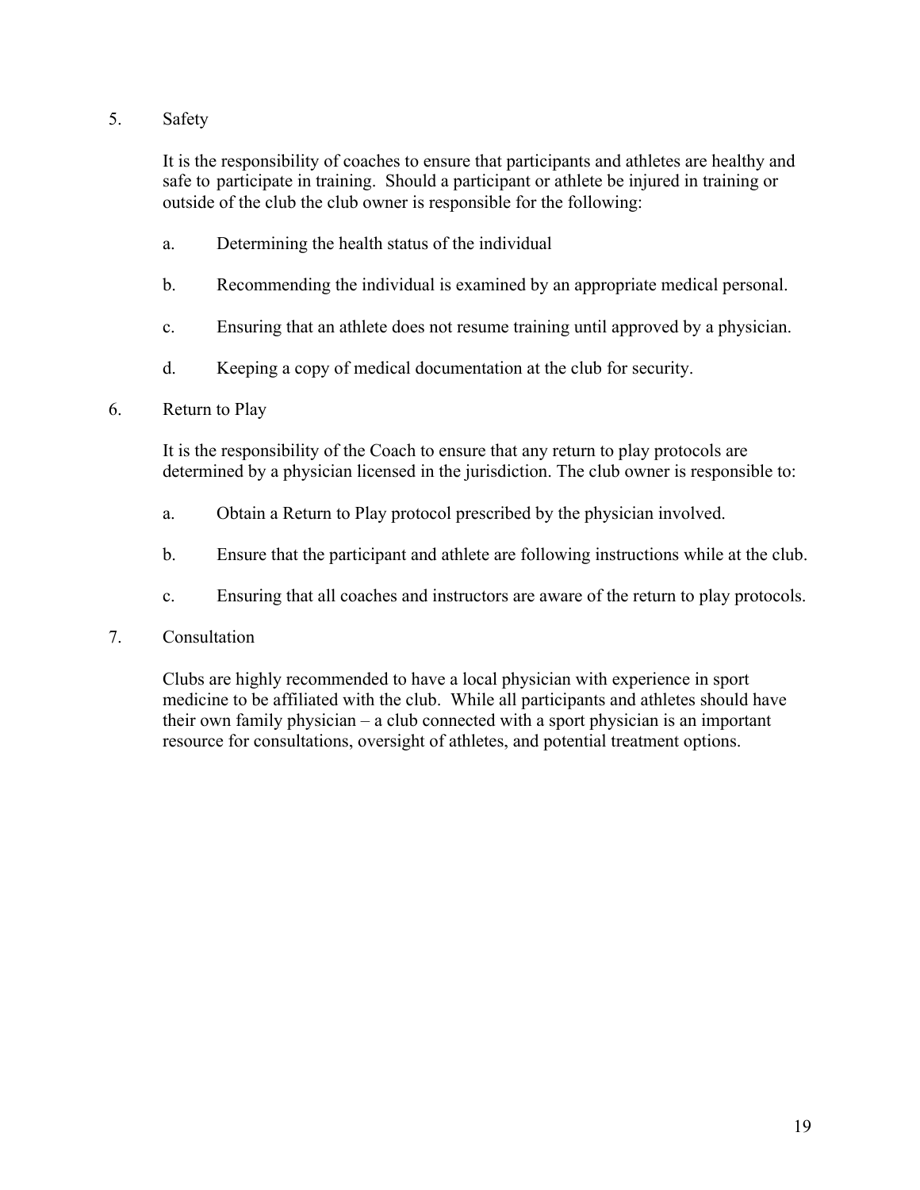5. Safety

It is the responsibility of coaches to ensure that participants and athletes are healthy and safe to participate in training. Should a participant or athlete be injured in training or outside of the club the club owner is responsible for the following:

a. Determining the health status of the individual

b. Recommending the individual is examined by an appropriate medical personal.

c. Ensuring that an athlete does not resume training until approved by a physician.

d. Keeping a copy of medical documentation at the club for security.

6. Return to Play

It is the responsibility of the Coach to ensure that any return to play protocols are determined by a physician licensed in the jurisdiction. The club owner is responsible to:

a. Obtain a Return to Play protocol prescribed by the physician involved.

b. Ensure that the participant and athlete are following instructions while at the club.

c. Ensuring that all coaches and instructors are aware of the return to play protocols.

7. Consultation

Clubs are highly recommended to have a local physician with experience in sport medicine to be affiliated with the club. While all participants and athletes should have their own family physician – a club connected with a sport physician is an important resource for consultations, oversight of athletes, and potential treatment options.